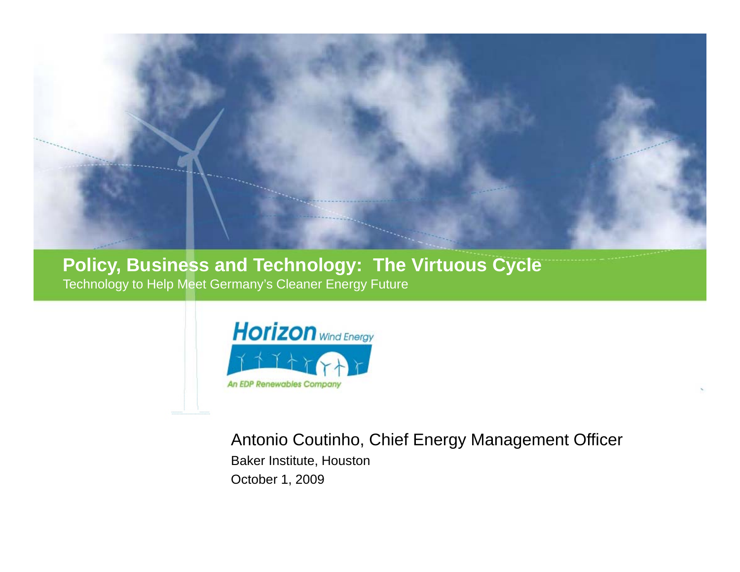# Policy, Business and Technology: The Virtuous Cycle

Technology to Help Meet Germany's Cleaner Energy Future

**Horizon** Wind Energy

*An EDP Renewables Company*

Antonio Coutinho, Chief Energy Management Officer

Baker Institute, Houston

October 1, 2009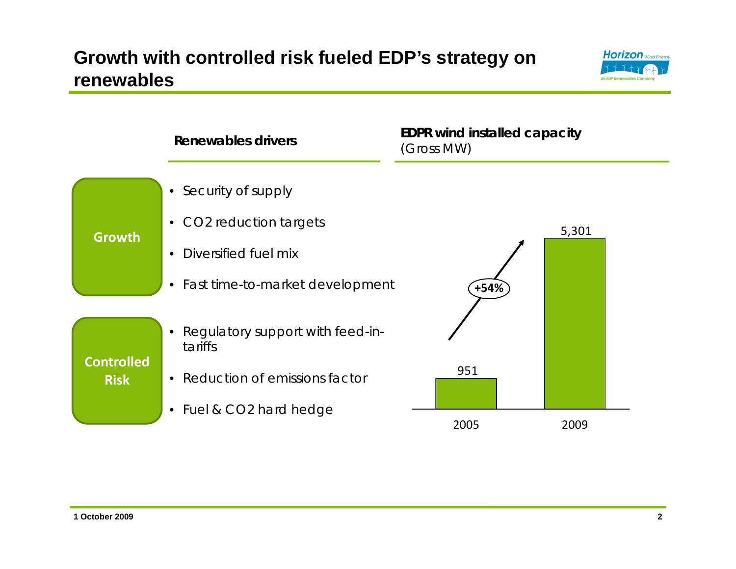# Growth with controlled risk fueled EDP's strategy on renewables

## Renewables drivers

**Growth**

- Security of supply
- $CO_2$ reduction targets
- Diversified fuel mix
- Fast time-to-market development

**Controlled Risk**

- Regulatory support with feed-in-tariffs
- Reduction of emissions factor
- Fuel & $CO_2$ hard hedge

## EDPR wind installed capacity

(Gross MW)

| Year | Gross MW |
|---|---|
| 2005 | 951 |
| 2009 | 5,301 |

+54%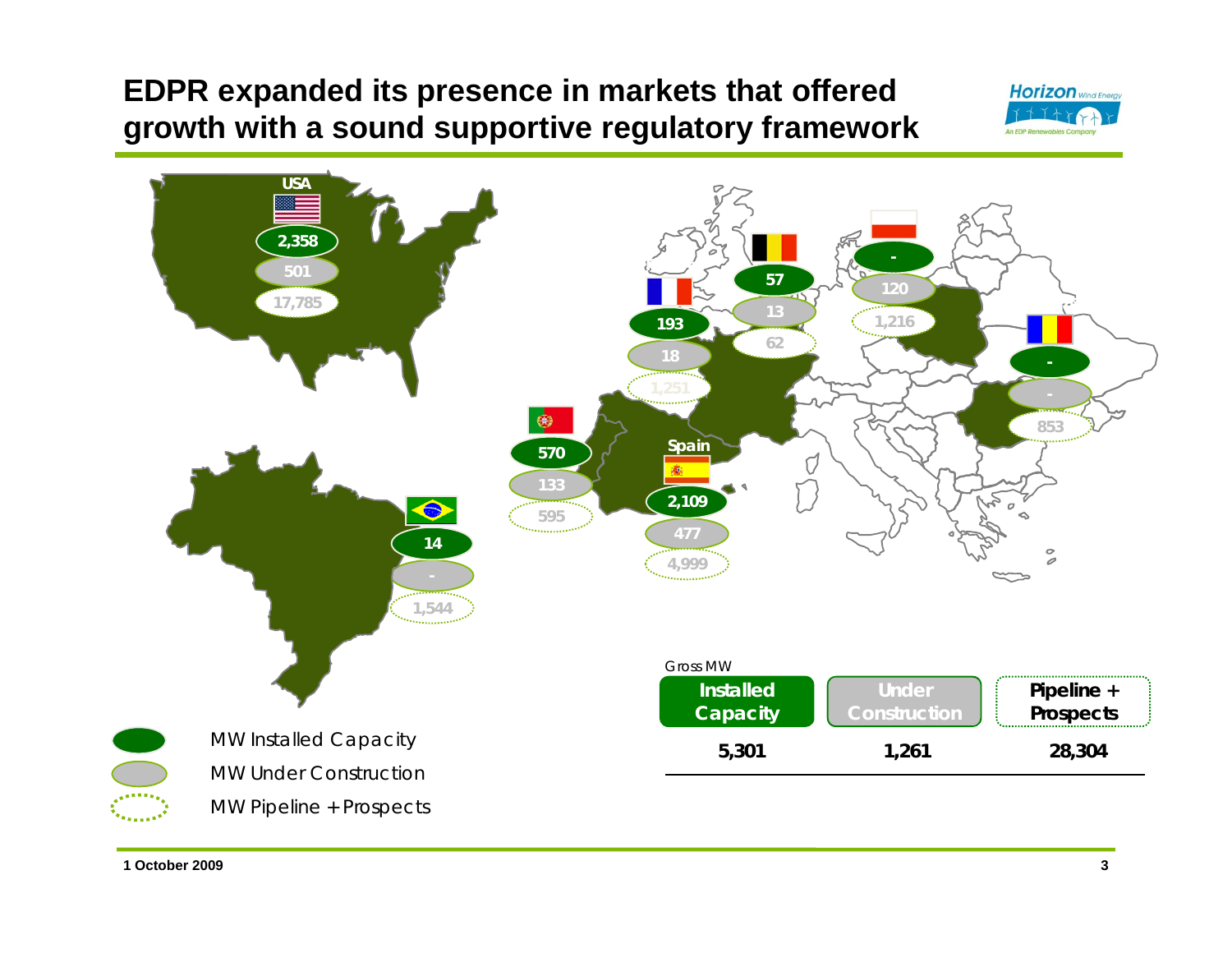# EDPR expanded its presence in markets that offered growth with a sound supportive regulatory framework

| Country | MW Installed Capacity | MW Under Construction | MW Pipeline + Prospects |
|---|---|---|---|
| USA | 2,358 | 501 | 17,785 |
| Brazil | 14 | - | 1,544 |
| Portugal | 570 | 133 | 595 |
| Spain | 2,109 | 477 | 4,999 |
| France | 193 | 18 | 1,251 |
| Belgium | 57 | 13 | 62 |
| Poland | - | 120 | 1,216 |
| Romania | - | - | 853 |

Gross MW

| Installed Capacity | Under Construction | Pipeline + Prospects |
|---|---|---|
| 5,301 | 1,261 | 28,304 |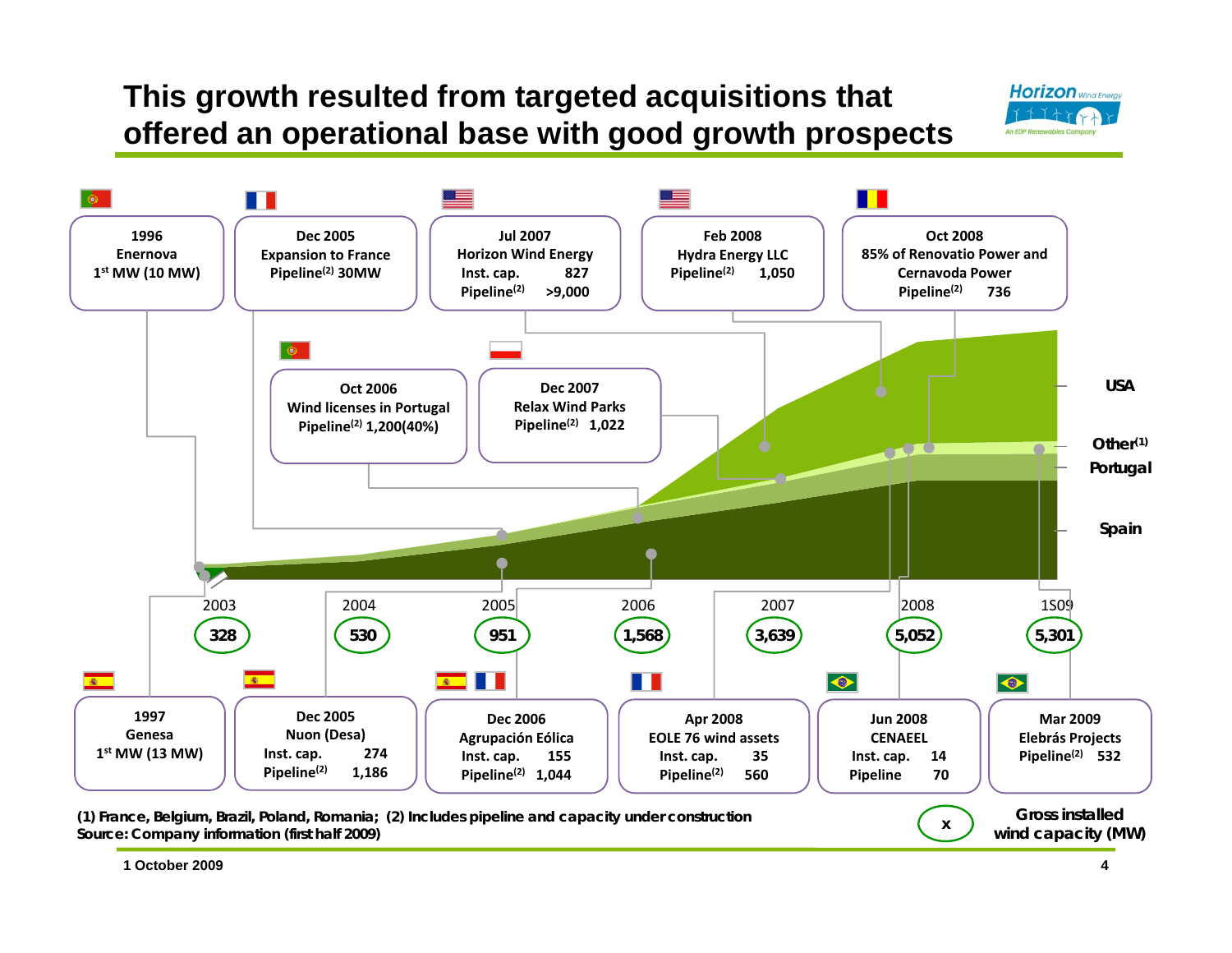# This growth resulted from targeted acquisitions that offered an operational base with good growth prospects

**Acquisitions timeline (upper boxes):**

- **1996** – Enernova – 1st MW (10 MW)
- **Dec 2005** – Expansion to France – Pipeline(2) 30MW
- **Jul 2007** – Horizon Wind Energy – Inst. cap. 827; Pipeline(2) >9,000
- **Feb 2008** – Hydra Energy LLC – Pipeline(2) 1,050
- **Oct 2008** – 85% of Renovatio Power and Cernavoda Power – Pipeline(2) 736
- **Oct 2006** – Wind licenses in Portugal – Pipeline(2) 1,200(40%)
- **Dec 2007** – Relax Wind Parks – Pipeline(2) 1,022

**Acquisitions timeline (lower boxes):**

- **1997** – Genesa – 1st MW (13 MW)
- **Dec 2005** – Nuon (Desa) – Inst. cap. 274; Pipeline(2) 1,186
- **Dec 2006** – Agrupación Eólica – Inst. cap. 155; Pipeline(2) 1,044
- **Apr 2008** – EOLE 76 wind assets – Inst. cap. 35; Pipeline(2) 560
- **Jun 2008** – CENAEEL – Inst. cap. 14; Pipeline 70
- **Mar 2009** – Elebrás Projects – Pipeline(2) 532

**Gross installed wind capacity (MW):**

| 2003 | 2004 | 2005 | 2006 | 2007 | 2008 | 1S09 |
|---|---|---|---|---|---|---|
| 328 | 530 | 951 | 1,568 | 3,639 | 5,052 | 5,301 |

Chart segments: USA, Other(1), Portugal, Spain

(1) France, Belgium, Brazil, Poland, Romania; (2) Includes pipeline and capacity under construction
Source: Company information (first half 2009)

1 October 2009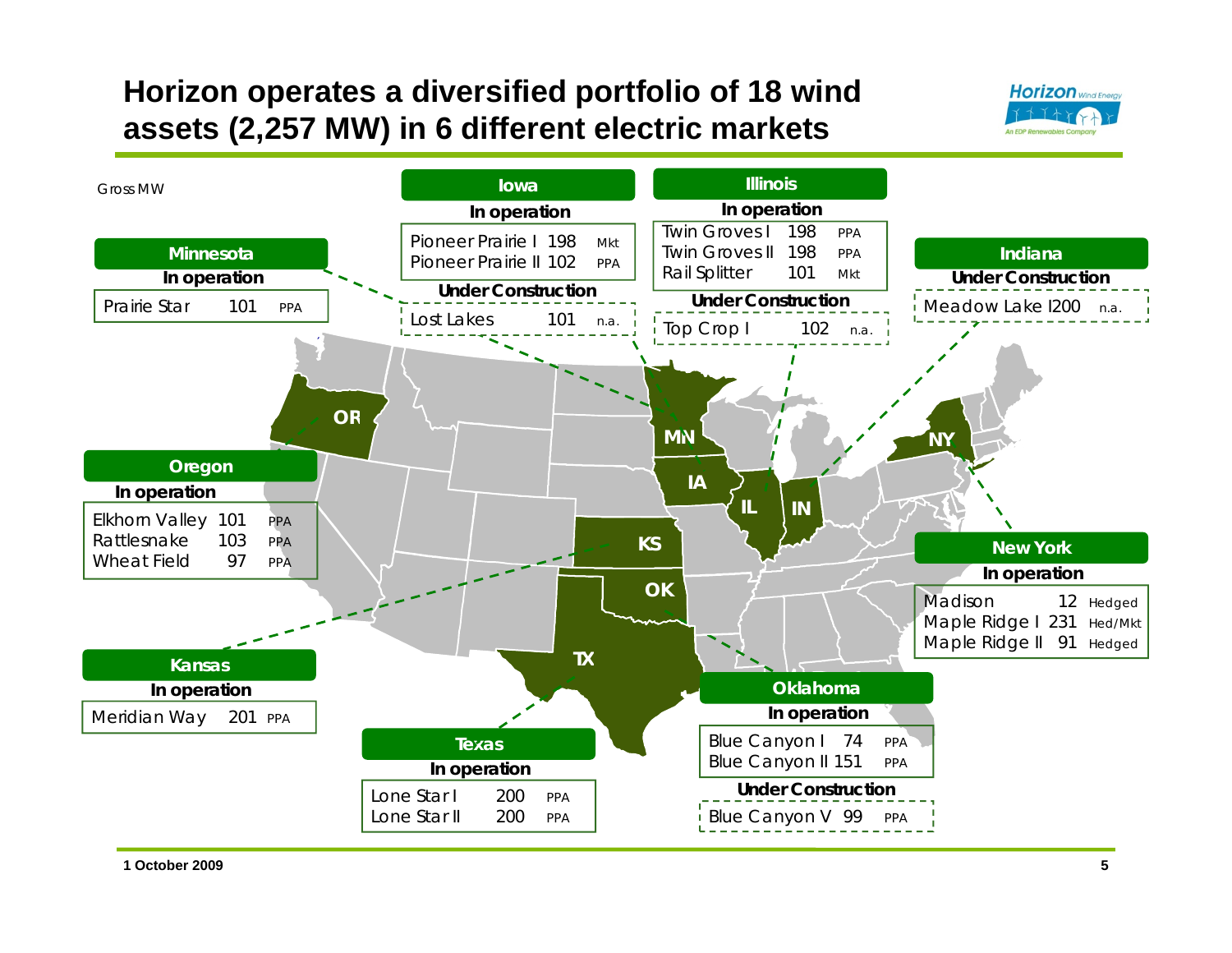# Horizon operates a diversified portfolio of 18 wind assets (2,257 MW) in 6 different electric markets

Gross MW

## Minnesota

**In operation**

| Project | MW | Type |
|---|---|---|
| Prairie Star | 101 | PPA |

## Iowa

**In operation**

| Project | MW | Type |
|---|---|---|
| Pioneer Prairie I | 198 | Mkt |
| Pioneer Prairie II | 102 | PPA |

**Under Construction**

| Project | MW | Type |
|---|---|---|
| Lost Lakes | 101 | n.a. |

## Illinois

**In operation**

| Project | MW | Type |
|---|---|---|
| Twin Groves I | 198 | PPA |
| Twin Groves II | 198 | PPA |
| Rail Splitter | 101 | Mkt |

**Under Construction**

| Project | MW | Type |
|---|---|---|
| Top Crop I | 102 | n.a. |

## Indiana

**Under Construction**

| Project | MW | Type |
|---|---|---|
| Meadow Lake I | 200 | n.a. |

## Oregon

**In operation**

| Project | MW | Type |
|---|---|---|
| Elkhorn Valley | 101 | PPA |
| Rattlesnake | 103 | PPA |
| Wheat Field | 97 | PPA |

## New York

**In operation**

| Project | MW | Type |
|---|---|---|
| Madison | 12 | Hedged |
| Maple Ridge I | 231 | Hed/Mkt |
| Maple Ridge II | 91 | Hedged |

## Kansas

**In operation**

| Project | MW | Type |
|---|---|---|
| Meridian Way | 201 | PPA |

## Texas

**In operation**

| Project | MW | Type |
|---|---|---|
| Lone Star I | 200 | PPA |
| Lone Star II | 200 | PPA |

## Oklahoma

**In operation**

| Project | MW | Type |
|---|---|---|
| Blue Canyon I | 74 | PPA |
| Blue Canyon II | 151 | PPA |

**Under Construction**

| Project | MW | Type |
|---|---|---|
| Blue Canyon V | 99 | PPA |

1 October 2009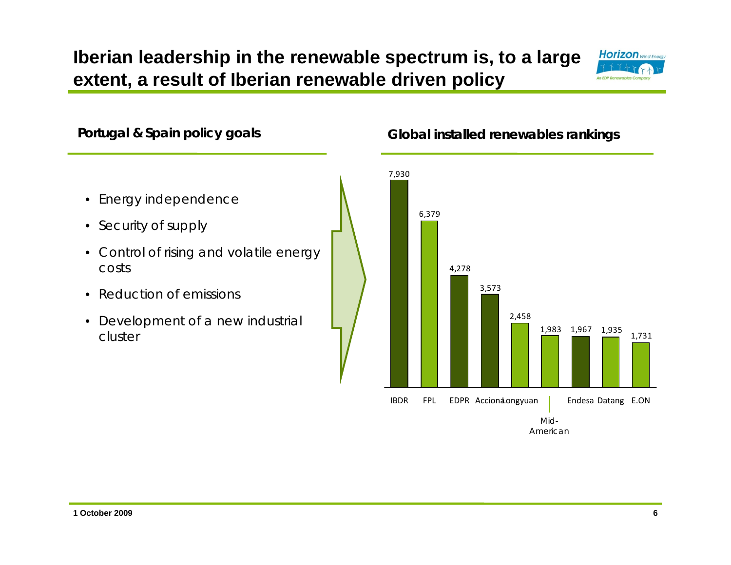# Iberian leadership in the renewable spectrum is, to a large extent, a result of Iberian renewable driven policy

## Portugal & Spain policy goals

- Energy independence
- Security of supply
- Control of rising and volatile energy costs
- Reduction of emissions
- Development of a new industrial cluster

## Global installed renewables rankings

| Company | Installed renewables |
|---|---|
| IBDR | 7,930 |
| FPL | 6,379 |
| EDPR | 4,278 |
| Acciona | 3,573 |
| Longyuan | 2,458 |
| Mid-American | 1,983 |
| Endesa | 1,967 |
| Datang | 1,935 |
| E.ON | 1,731 |

1 October 2009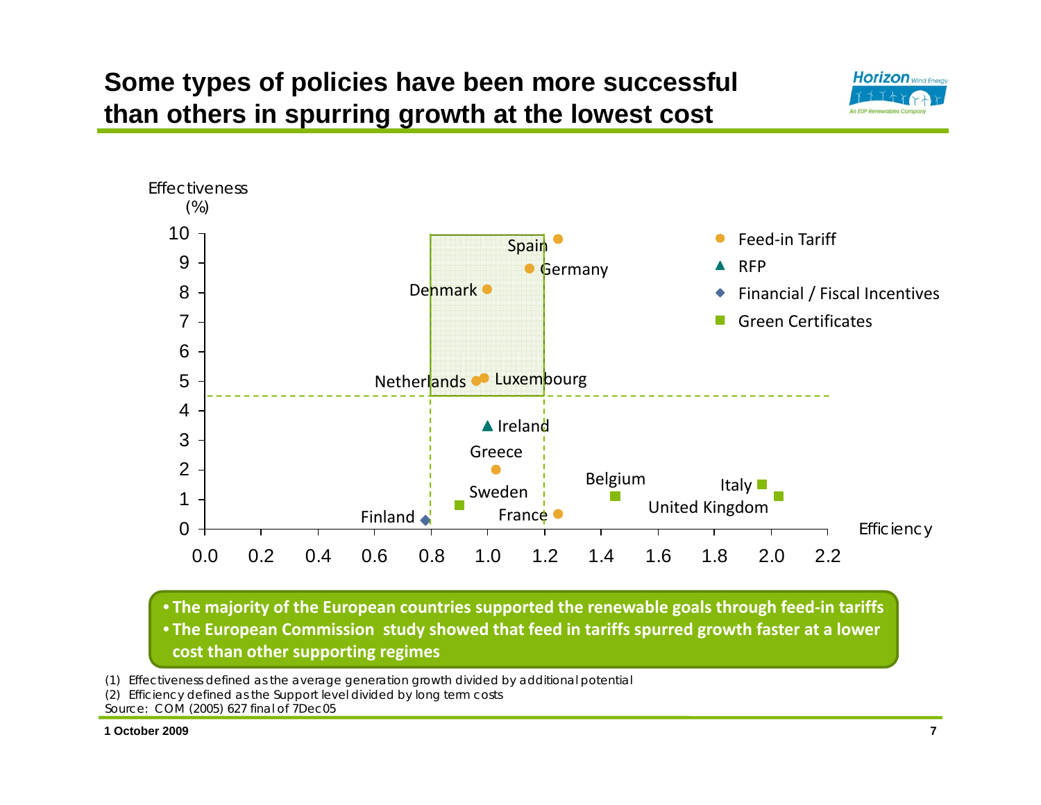# Some types of policies have been more successful than others in spurring growth at the lowest cost

Effectiveness (%)

Efficiency

- Feed-in Tariff
- RFP
- Financial / Fiscal Incentives
- Green Certificates

| Country | Policy type | Efficiency | Effectiveness (%) |
|---|---|---|---|
| Spain | Feed-in Tariff | ~1.25 | ~9.8 |
| Germany | Feed-in Tariff | ~1.15 | ~8.8 |
| Denmark | Feed-in Tariff | ~1.0 | ~8.1 |
| Netherlands | Feed-in Tariff | ~0.96 | ~5.0 |
| Luxembourg | Feed-in Tariff | ~0.99 | ~5.1 |
| Ireland | RFP | ~1.0 | ~3.5 |
| Greece | Feed-in Tariff | ~1.03 | ~2.0 |
| Sweden | Green Certificates | ~0.9 | ~0.8 |
| France | Feed-in Tariff | ~1.25 | ~0.5 |
| Finland | Financial / Fiscal Incentives | ~0.78 | ~0.3 |
| Belgium | Green Certificates | ~1.45 | ~1.1 |
| Italy | Green Certificates | ~1.97 | ~1.5 |
| United Kingdom | Green Certificates | ~2.03 | ~1.1 |

- **The majority of the European countries supported the renewable goals through feed-in tariffs**
- **The European Commission study showed that feed in tariffs spurred growth faster at a lower cost than other supporting regimes**

(1) Effectiveness defined as the average generation growth divided by additional potential

(2) Efficiency defined as the Support level divided by long term costs

Source: COM (2005) 627 final of 7Dec05

1 October 2009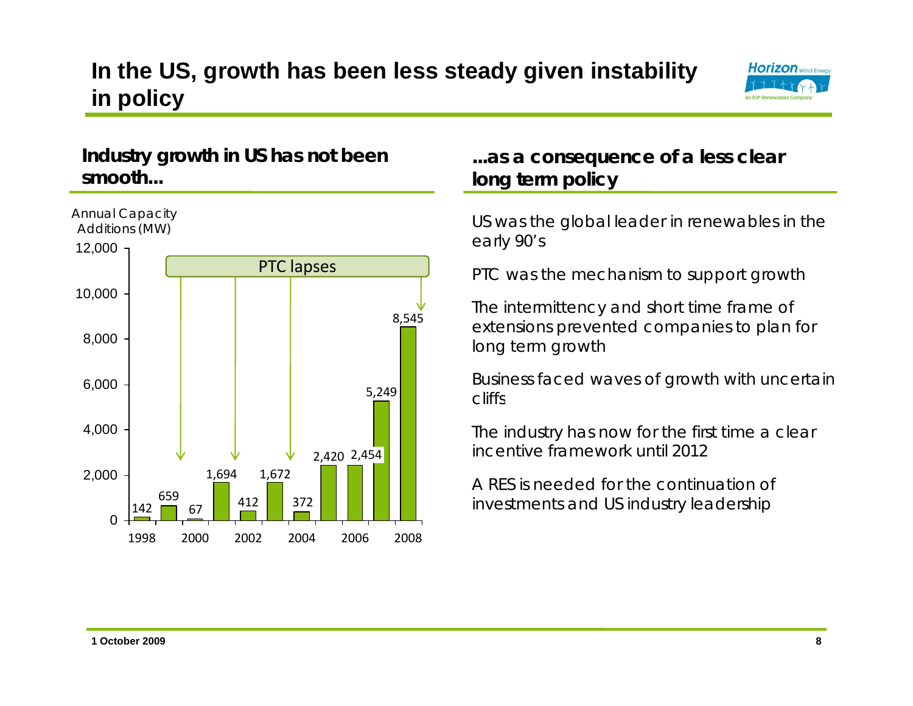# In the US, growth has been less steady given instability in policy

## Industry growth in US has not been smooth...

Annual Capacity Additions (MW)

PTC lapses

| Year | MW |
|---|---|
| 1998 | 142 |
| 1999 | 659 |
| 2000 | 67 |
| 2001 | 1,694 |
| 2002 | 412 |
| 2003 | 1,672 |
| 2004 | 372 |
| 2005 | 2,420 |
| 2006 | 2,454 |
| 2007 | 5,249 |
| 2008 | 8,545 |

## ...as a consequence of a less clear long term policy

US was the global leader in renewables in the early 90's

PTC was the mechanism to support growth

The intermittency and short time frame of extensions prevented companies to plan for long term growth

Business faced waves of growth with uncertain cliffs

The industry has now for the first time a clear incentive framework until 2012

A RES is needed for the continuation of investments and US industry leadership

1 October 2009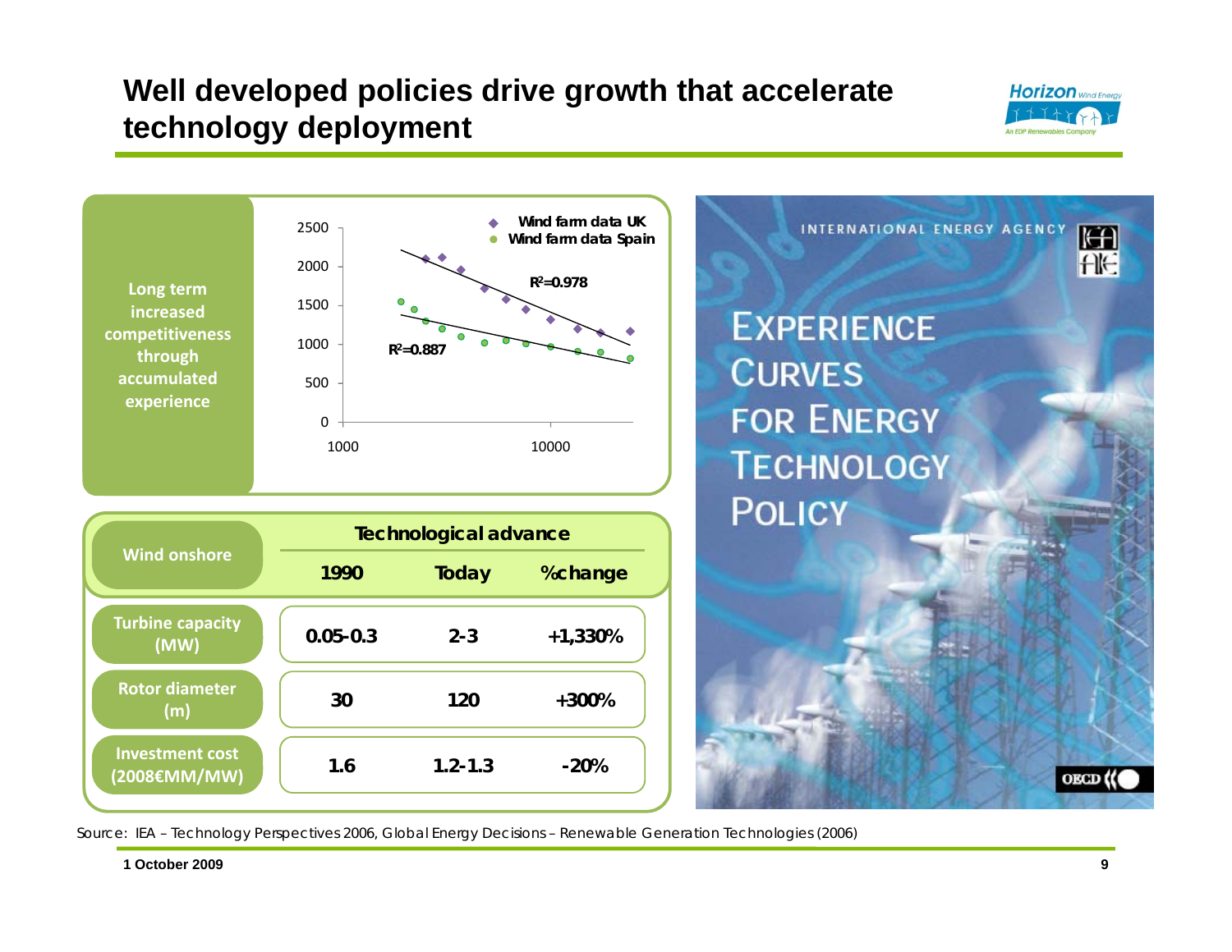# Well developed policies drive growth that accelerate technology deployment

Long term increased competitiveness through accumulated experience

Wind farm data UK ($R^2$=0.978)

Wind farm data Spain ($R^2$=0.887)

| Wind onshore | Technological advance | | |
|---|---|---|---|
| | 1990 | Today | %change |
| Turbine capacity (MW) | 0.05-0.3 | 2-3 | +1,330% |
| Rotor diameter (m) | 30 | 120 | +300% |
| Investment cost (2008€MM/MW) | 1.6 | 1.2-1.3 | -20% |

INTERNATIONAL ENERGY AGENCY

EXPERIENCE CURVES FOR ENERGY TECHNOLOGY POLICY

Source: IEA – Technology Perspectives 2006, Global Energy Decisions – Renewable Generation Technologies (2006)

1 October 2009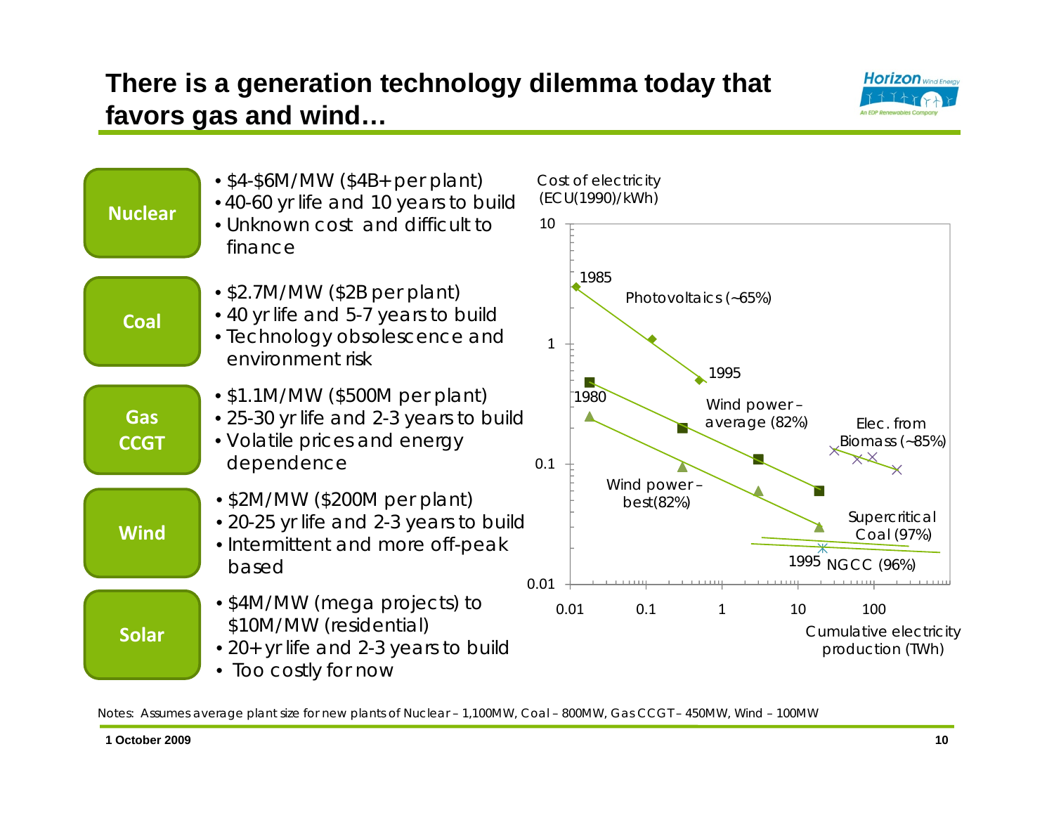# There is a generation technology dilemma today that favors gas and wind…

**Nuclear**

- $4-$6M/MW ($4B+ per plant)
- 40-60 yr life and 10 years to build
- Unknown cost and difficult to finance

**Coal**

- $2.7M/MW ($2B per plant)
- 40 yr life and 5-7 years to build
- Technology obsolescence and environment risk

**Gas CCGT**

- $1.1M/MW ($500M per plant)
- 25-30 yr life and 2-3 years to build
- Volatile prices and energy dependence

**Wind**

- $2M/MW ($200M per plant)
- 20-25 yr life and 2-3 years to build
- Intermittent and more off-peak based

**Solar**

- $4M/MW (mega projects) to $10M/MW (residential)
- 20+ yr life and 2-3 years to build
- Too costly for now

Cost of electricity (ECU(1990)/kWh)

Photovoltaics (~65%): 1985 – 1995

Wind power – average (82%): 1980 –

Wind power – best(82%)

Elec. from Biomass (~85%)

Supercritical Coal (97%)

NGCC (96%): 1995

Cumulative electricity production (TWh)

Notes: Assumes average plant size for new plants of Nuclear – 1,100MW, Coal – 800MW, Gas CCGT – 450MW, Wind – 100MW

1 October 2009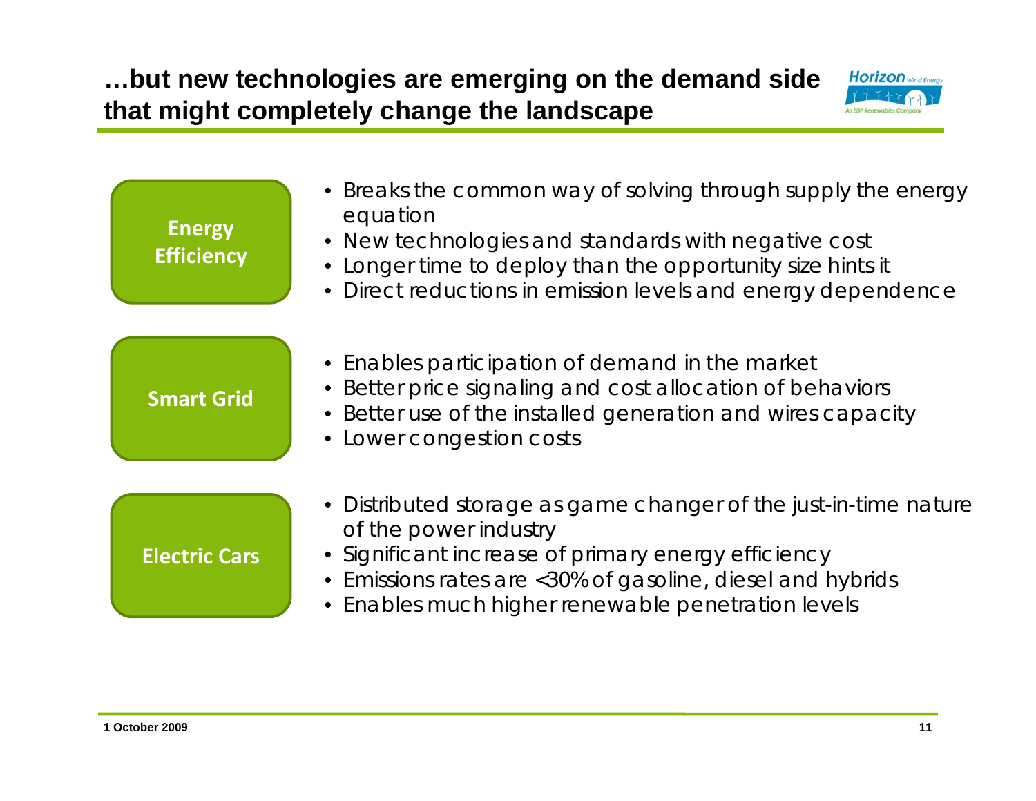# …but new technologies are emerging on the demand side that might completely change the landscape

**Energy Efficiency**

- Breaks the common way of solving through supply the energy equation
- New technologies and standards with negative cost
- Longer time to deploy than the opportunity size hints it
- Direct reductions in emission levels and energy dependence

**Smart Grid**

- Enables participation of demand in the market
- Better price signaling and cost allocation of behaviors
- Better use of the installed generation and wires capacity
- Lower congestion costs

**Electric Cars**

- Distributed storage as game changer of the just-in-time nature of the power industry
- Significant increase of primary energy efficiency
- Emissions rates are <30% of gasoline, diesel and hybrids
- Enables much higher renewable penetration levels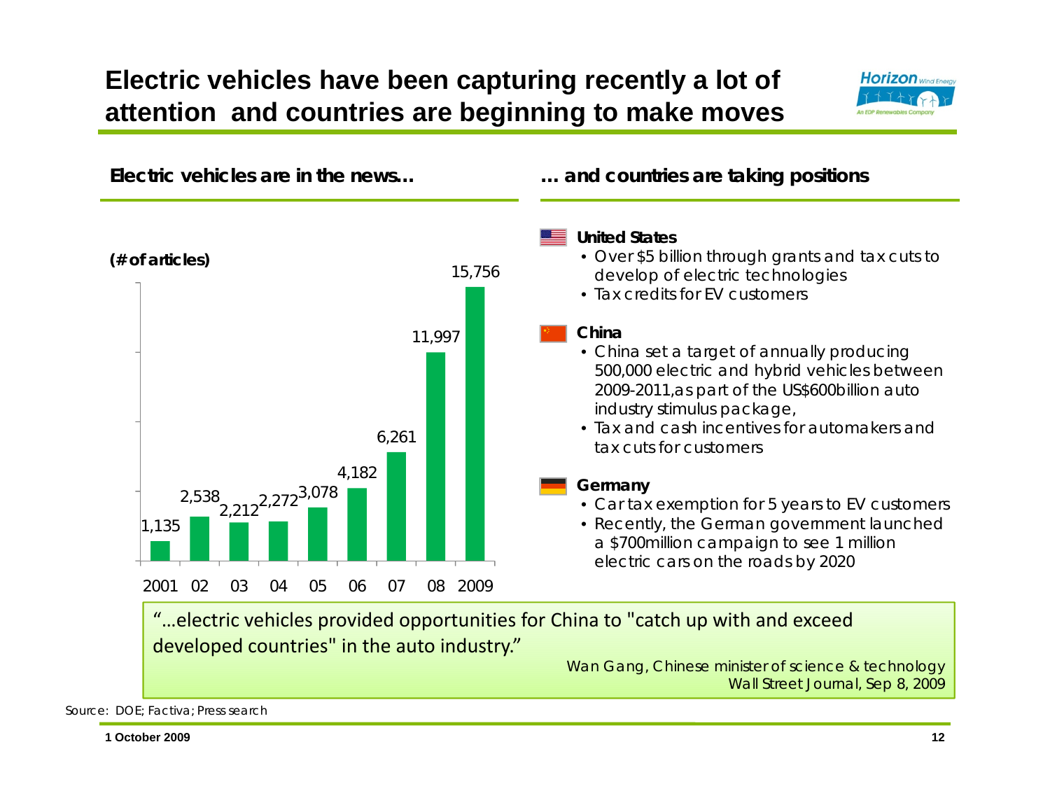# Electric vehicles have been capturing recently a lot of attention and countries are beginning to make moves

## Electric vehicles are in the news…

(# of articles)

1,135
2,538
2,212
2,272
3,078
4,182
6,261
11,997
15,756

2001 02 03 04 05 06 07 08 2009

## … and countries are taking positions

**United States**

- Over $5 billion through grants and tax cuts to develop of electric technologies
- Tax credits for EV customers

**China**

- China set a target of annually producing 500,000 electric and hybrid vehicles between 2009-2011,as part of the US$600billion auto industry stimulus package,
- Tax and cash incentives for automakers and tax cuts for customers

**Germany**

- Car tax exemption for 5 years to EV customers
- Recently, the German government launched a $700million campaign to see 1 million electric cars on the roads by 2020

"…electric vehicles provided opportunities for China to "catch up with and exceed developed countries" in the auto industry."

Wan Gang, Chinese minister of science & technology
Wall Street Journal, Sep 8, 2009

Source: DOE; Factiva; Press search

1 October 2009